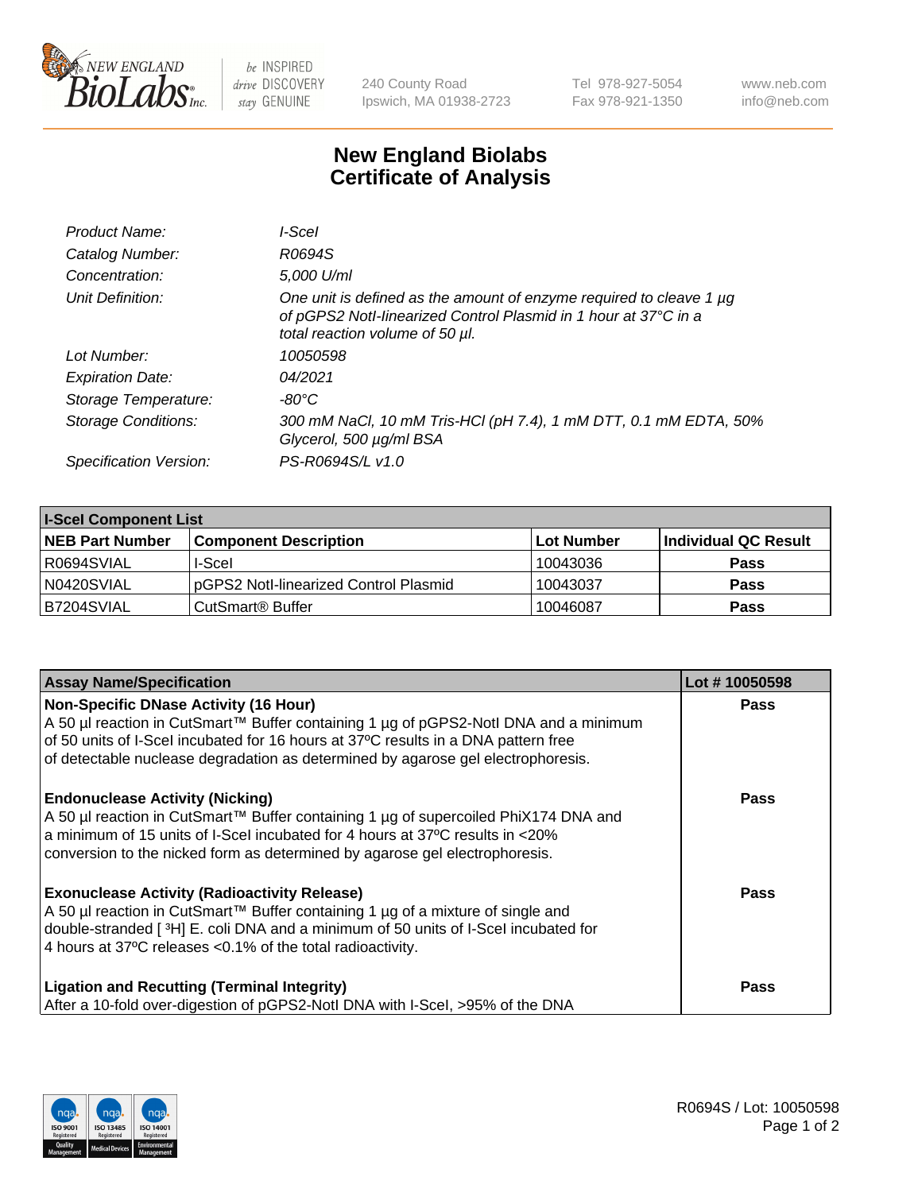# New England Biolabs Certificate of Analysis

| | |
|---|---|
| *Product Name:* | *I-SceI* |
| *Catalog Number:* | *R0694S* |
| *Concentration:* | *5,000 U/ml* |
| *Unit Definition:* | *One unit is defined as the amount of enzyme required to cleave 1 µg of pGPS2 NotI-linearized Control Plasmid in 1 hour at 37°C in a total reaction volume of 50 µl.* |
| *Lot Number:* | *10050598* |
| *Expiration Date:* | *04/2021* |
| *Storage Temperature:* | *-80°C* |
| *Storage Conditions:* | *300 mM NaCl, 10 mM Tris-HCl (pH 7.4), 1 mM DTT, 0.1 mM EDTA, 50% Glycerol, 500 µg/ml BSA* |
| *Specification Version:* | *PS-R0694S/L v1.0* |

**I-SceI Component List**

| NEB Part Number | Component Description | Lot Number | Individual QC Result |
|---|---|---|---|
| R0694SVIAL | I-SceI | 10043036 | Pass |
| N0420SVIAL | pGPS2 NotI-linearized Control Plasmid | 10043037 | Pass |
| B7204SVIAL | CutSmart® Buffer | 10046087 | Pass |

| Assay Name/Specification | Lot # 10050598 |
|---|---|
| **Non-Specific DNase Activity (16 Hour)**<br>A 50 µl reaction in CutSmart™ Buffer containing 1 µg of pGPS2-NotI DNA and a minimum of 50 units of I-SceI incubated for 16 hours at 37ºC results in a DNA pattern free of detectable nuclease degradation as determined by agarose gel electrophoresis. | Pass |
| **Endonuclease Activity (Nicking)**<br>A 50 µl reaction in CutSmart™ Buffer containing 1 µg of supercoiled PhiX174 DNA and a minimum of 15 units of I-SceI incubated for 4 hours at 37ºC results in <20% conversion to the nicked form as determined by agarose gel electrophoresis. | Pass |
| **Exonuclease Activity (Radioactivity Release)**<br>A 50 µl reaction in CutSmart™ Buffer containing 1 µg of a mixture of single and double-stranded [ $^3$H] E. coli DNA and a minimum of 50 units of I-SceI incubated for 4 hours at 37ºC releases <0.1% of the total radioactivity. | Pass |
| **Ligation and Recutting (Terminal Integrity)**<br>After a 10-fold over-digestion of pGPS2-NotI DNA with I-SceI, >95% of the DNA | Pass |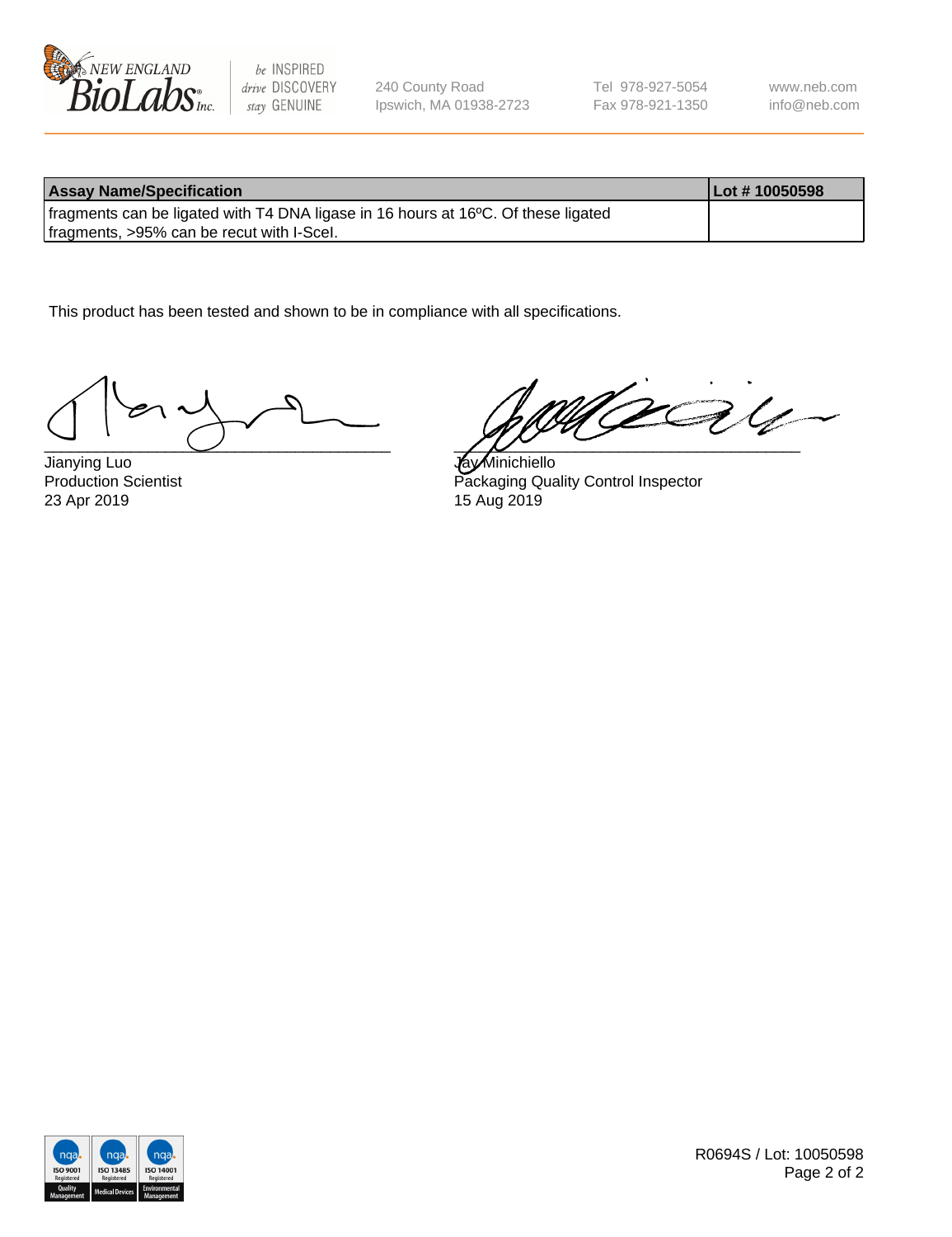| Assay Name/Specification | Lot # 10050598 |
| --- | --- |
| fragments can be ligated with T4 DNA ligase in 16 hours at 16ºC. Of these ligated fragments, >95% can be recut with I-SceI. | |

This product has been tested and shown to be in compliance with all specifications.

Jianying Luo
Production Scientist
23 Apr 2019

Jay Minichiello
Packaging Quality Control Inspector
15 Aug 2019

R0694S / Lot: 10050598